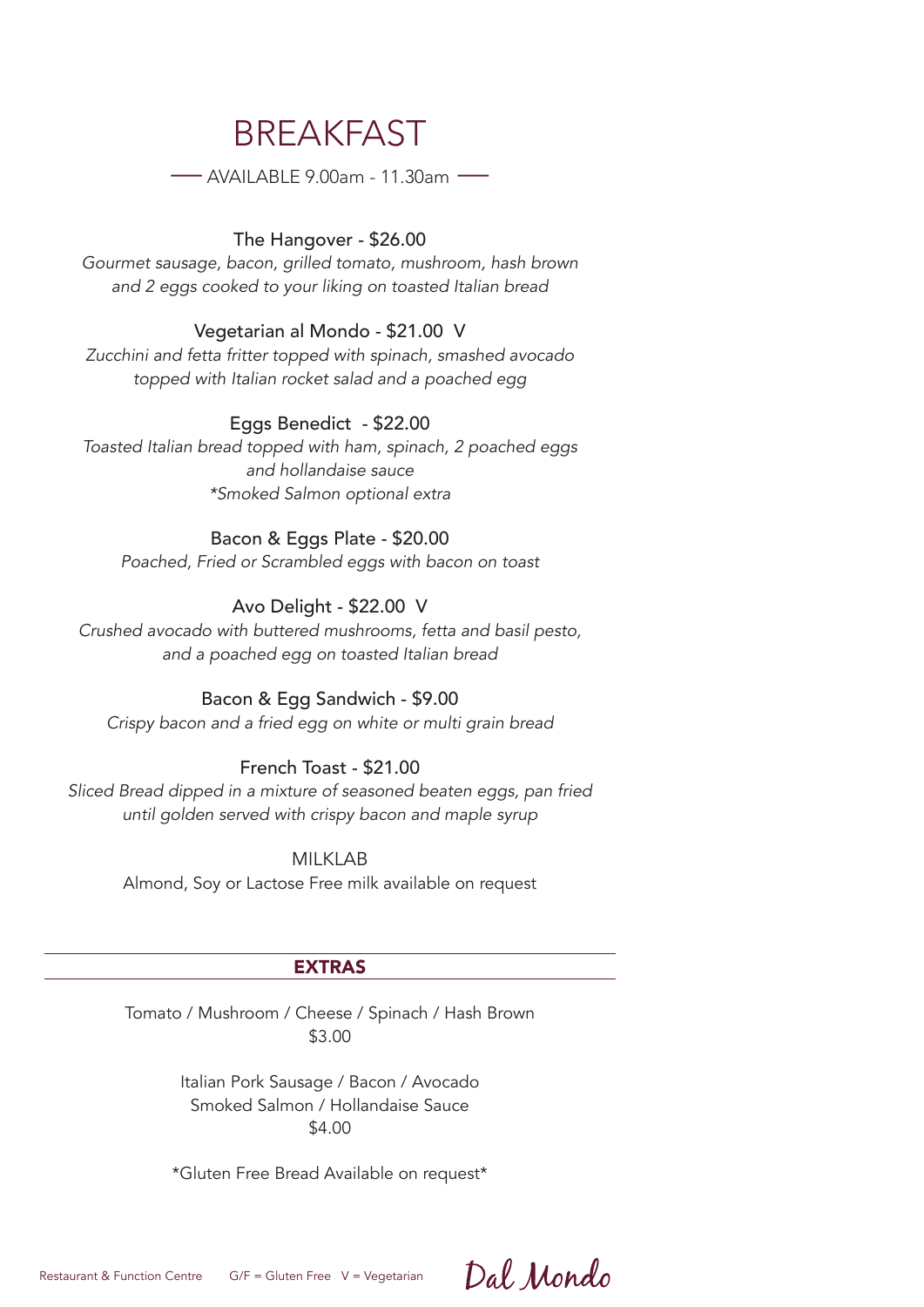# BREAKFAST

— AVAILABLE 9.00am - 11.30am —

**The Hangover - $26.00**
*Gourmet sausage, bacon, grilled tomato, mushroom, hash brown and 2 eggs cooked to your liking on toasted Italian bread*

**Vegetarian al Mondo - $21.00 V**
*Zucchini and fetta fritter topped with spinach, smashed avocado topped with Italian rocket salad and a poached egg*

**Eggs Benedict - $22.00**
*Toasted Italian bread topped with ham, spinach, 2 poached eggs and hollandaise sauce*
**Smoked Salmon optional extra*

**Bacon & Eggs Plate - $20.00**
*Poached, Fried or Scrambled eggs with bacon on toast*

**Avo Delight - $22.00 V**
*Crushed avocado with buttered mushrooms, fetta and basil pesto, and a poached egg on toasted Italian bread*

**Bacon & Egg Sandwich - $9.00**
*Crispy bacon and a fried egg on white or multi grain bread*

**French Toast - $21.00**
*Sliced Bread dipped in a mixture of seasoned beaten eggs, pan fried until golden served with crispy bacon and maple syrup*

MILKLAB
Almond, Soy or Lactose Free milk available on request

## EXTRAS

Tomato / Mushroom / Cheese / Spinach / Hash Brown
$3.00

Italian Pork Sausage / Bacon / Avocado
Smoked Salmon / Hollandaise Sauce
$4.00

*Gluten Free Bread Available on request*

Restaurant & Function Centre G/F = Gluten Free V = Vegetarian

Dal Mondo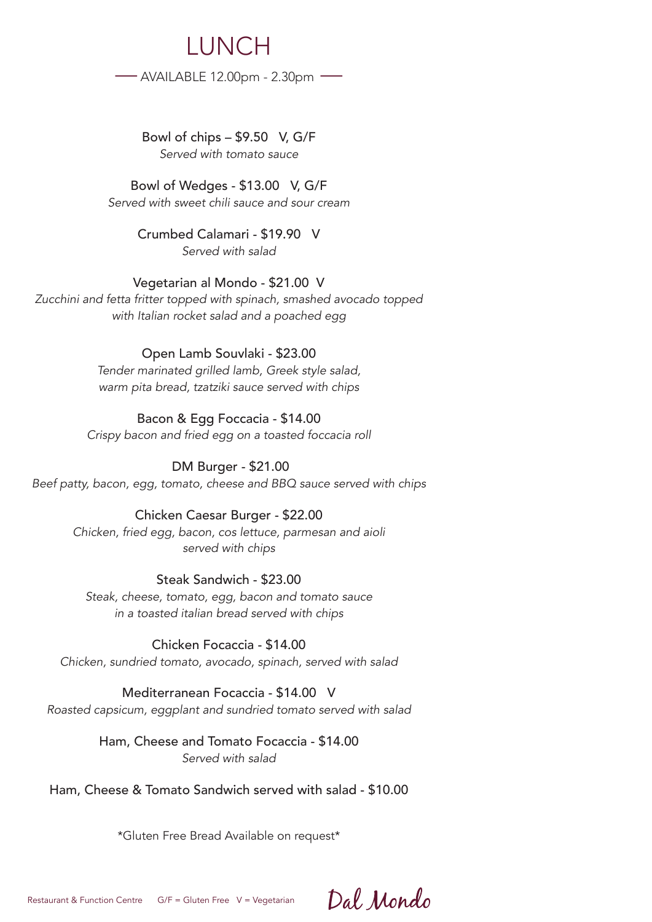# LUNCH

— AVAILABLE 12.00pm - 2.30pm —

Bowl of chips – $9.50 V, G/F
*Served with tomato sauce*

Bowl of Wedges - $13.00 V, G/F
*Served with sweet chili sauce and sour cream*

Crumbed Calamari - $19.90 V
*Served with salad*

Vegetarian al Mondo - $21.00 V
*Zucchini and fetta fritter topped with spinach, smashed avocado topped with Italian rocket salad and a poached egg*

Open Lamb Souvlaki - $23.00
*Tender marinated grilled lamb, Greek style salad, warm pita bread, tzatziki sauce served with chips*

Bacon & Egg Foccacia - $14.00
*Crispy bacon and fried egg on a toasted foccacia roll*

DM Burger - $21.00
*Beef patty, bacon, egg, tomato, cheese and BBQ sauce served with chips*

Chicken Caesar Burger - $22.00
*Chicken, fried egg, bacon, cos lettuce, parmesan and aioli served with chips*

Steak Sandwich - $23.00
*Steak, cheese, tomato, egg, bacon and tomato sauce in a toasted italian bread served with chips*

Chicken Focaccia - $14.00
*Chicken, sundried tomato, avocado, spinach, served with salad*

Mediterranean Focacia - $14.00 V
*Roasted capsicum, eggplant and sundried tomato served with salad*

Ham, Cheese and Tomato Focaccia - $14.00
*Served with salad*

Ham, Cheese & Tomato Sandwich served with salad - $10.00

*Gluten Free Bread Available on request*

Restaurant & Function Centre G/F = Gluten Free V = Vegetarian Dal Mondo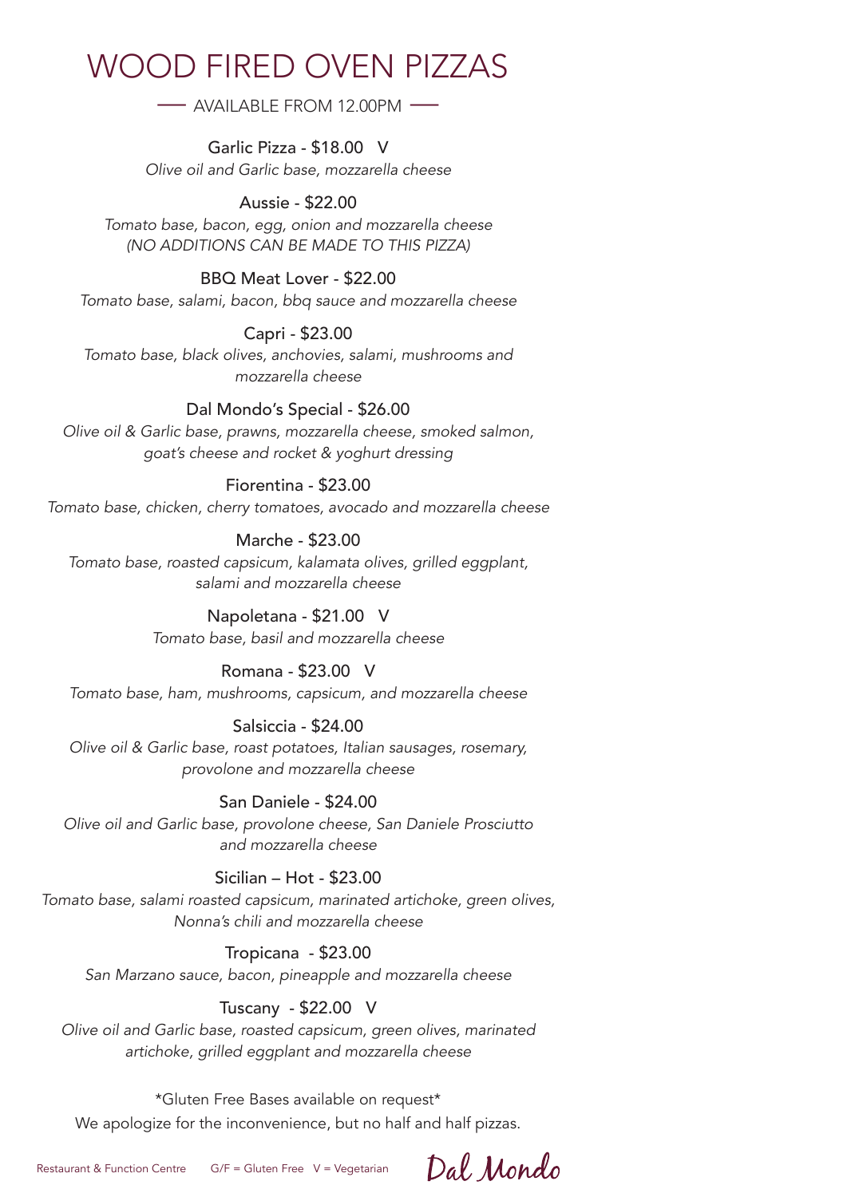# WOOD FIRED OVEN PIZZAS

— AVAILABLE FROM 12.00PM —

Garlic Pizza - $18.00 V
*Olive oil and Garlic base, mozzarella cheese*

Aussie - $22.00
*Tomato base, bacon, egg, onion and mozzarella cheese*
*(NO ADDITIONS CAN BE MADE TO THIS PIZZA)*

BBQ Meat Lover - $22.00
*Tomato base, salami, bacon, bbq sauce and mozzarella cheese*

Capri - $23.00
*Tomato base, black olives, anchovies, salami, mushrooms and mozzarella cheese*

Dal Mondo's Special - $26.00
*Olive oil & Garlic base, prawns, mozzarella cheese, smoked salmon, goat's cheese and rocket & yoghurt dressing*

Fiorentina - $23.00
*Tomato base, chicken, cherry tomatoes, avocado and mozzarella cheese*

Marche - $23.00
*Tomato base, roasted capsicum, kalamata olives, grilled eggplant, salami and mozzarella cheese*

Napoletana - $21.00 V
*Tomato base, basil and mozzarella cheese*

Romana - $23.00 V
*Tomato base, ham, mushrooms, capsicum, and mozzarella cheese*

Salsiccia - $24.00
*Olive oil & Garlic base, roast potatoes, Italian sausages, rosemary, provolone and mozzarella cheese*

San Daniele - $24.00
*Olive oil and Garlic base, provolone cheese, San Daniele Prosciutto and mozzarella cheese*

Sicilian – Hot - $23.00
*Tomato base, salami roasted capsicum, marinated artichoke, green olives, Nonna's chili and mozzarella cheese*

Tropicana - $23.00
*San Marzano sauce, bacon, pineapple and mozzarella cheese*

Tuscany - $22.00 V
*Olive oil and Garlic base, roasted capsicum, green olives, marinated artichoke, grilled eggplant and mozzarella cheese*

*Gluten Free Bases available on request*

We apologize for the inconvenience, but no half and half pizzas.

Restaurant & Function Centre G/F = Gluten Free V = Vegetarian Dal Mondo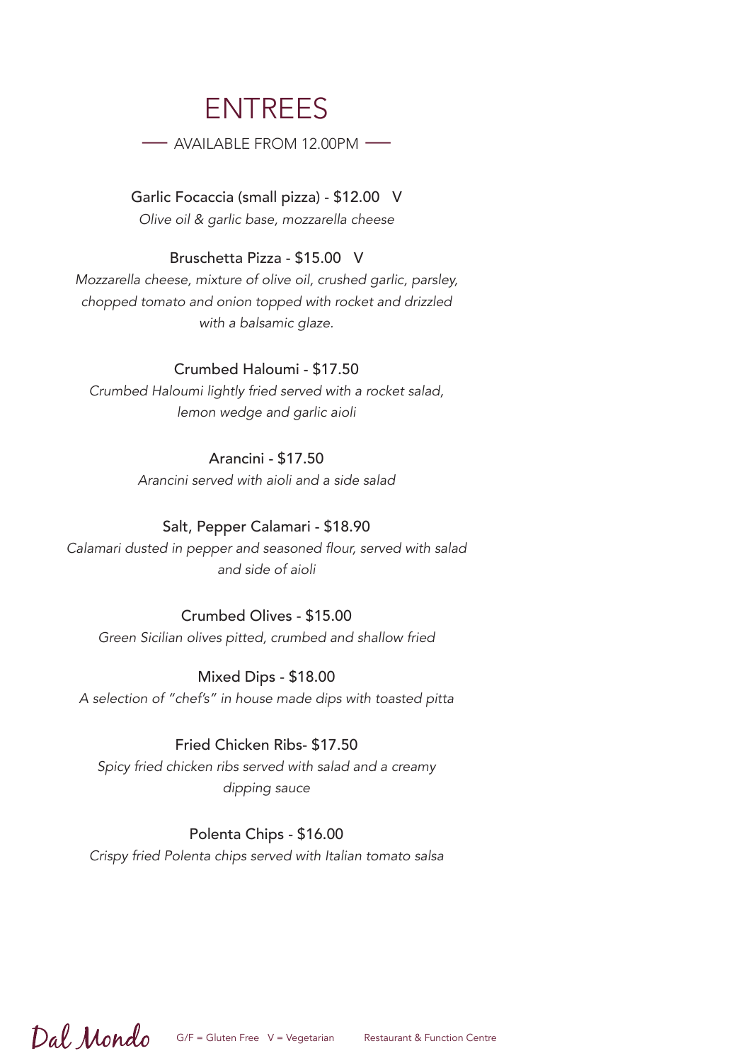# ENTREES

— AVAILABLE FROM 12.00PM —

Garlic Focaccia (small pizza) - $12.00 V

*Olive oil & garlic base, mozzarella cheese*

Bruschetta Pizza - $15.00 V

*Mozzarella cheese, mixture of olive oil, crushed garlic, parsley, chopped tomato and onion topped with rocket and drizzled with a balsamic glaze.*

Crumbed Haloumi - $17.50

*Crumbed Haloumi lightly fried served with a rocket salad, lemon wedge and garlic aioli*

Arancini - $17.50

*Arancini served with aioli and a side salad*

Salt, Pepper Calamari - $18.90

*Calamari dusted in pepper and seasoned flour, served with salad and side of aioli*

Crumbed Olives - $15.00

*Green Sicilian olives pitted, crumbed and shallow fried*

Mixed Dips - $18.00

*A selection of "chef's" in house made dips with toasted pitta*

Fried Chicken Ribs- $17.50

*Spicy fried chicken ribs served with salad and a creamy dipping sauce*

Polenta Chips - $16.00

*Crispy fried Polenta chips served with Italian tomato salsa*

Dal Mondo G/F = Gluten Free V = Vegetarian Restaurant & Function Centre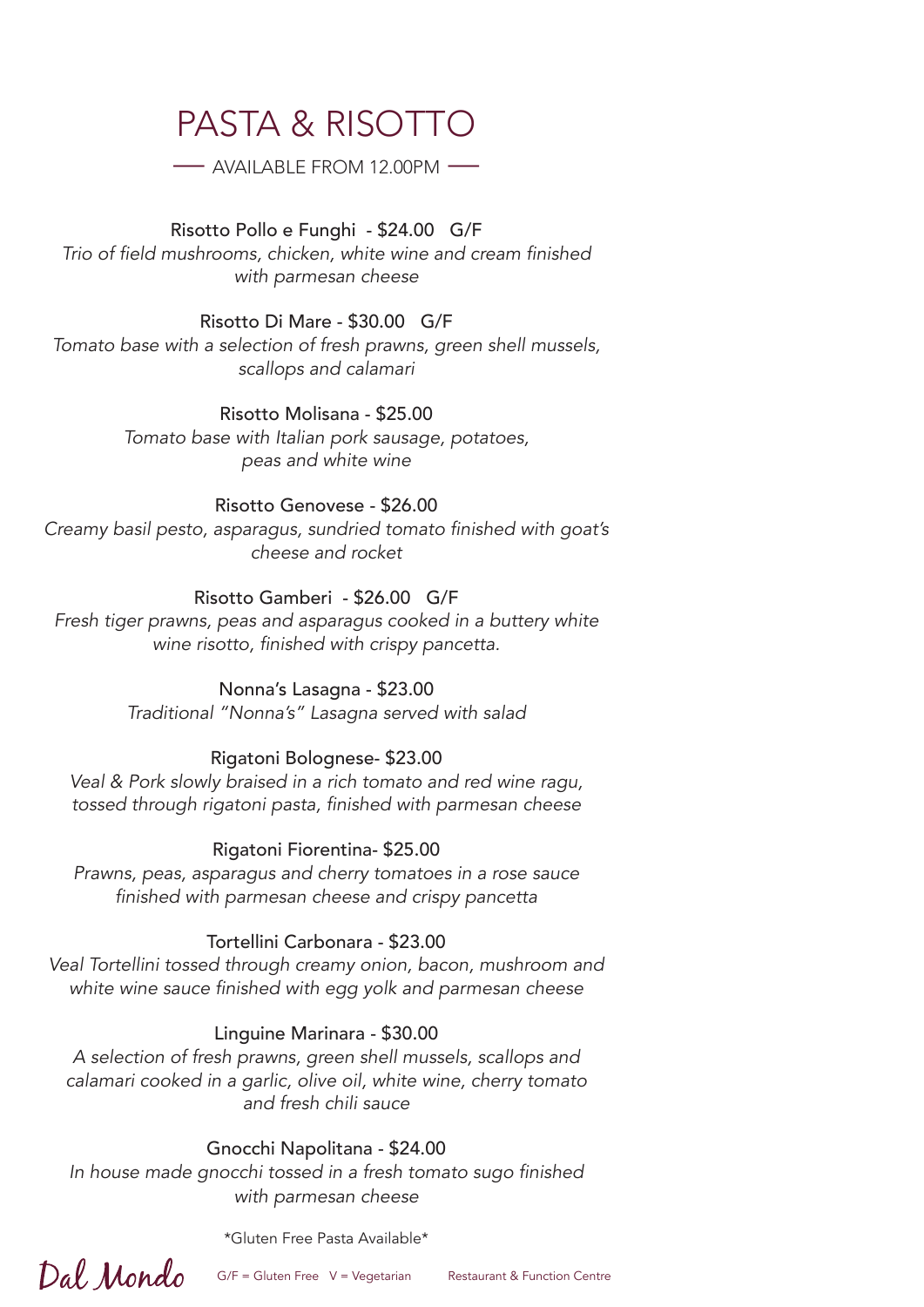# PASTA & RISOTTO

— AVAILABLE FROM 12.00PM —

**Risotto Pollo e Funghi - $24.00 G/F**
*Trio of field mushrooms, chicken, white wine and cream finished with parmesan cheese*

**Risotto Di Mare - $30.00 G/F**
*Tomato base with a selection of fresh prawns, green shell mussels, scallops and calamari*

**Risotto Molisana - $25.00**
*Tomato base with Italian pork sausage, potatoes, peas and white wine*

**Risotto Genovese - $26.00**
*Creamy basil pesto, asparagus, sundried tomato finished with goat's cheese and rocket*

**Risotto Gamberi - $26.00 G/F**
*Fresh tiger prawns, peas and asparagus cooked in a buttery white wine risotto, finished with crispy pancetta.*

**Nonna's Lasagna - $23.00**
*Traditional "Nonna's" Lasagna served with salad*

**Rigatoni Bolognese- $23.00**
*Veal & Pork slowly braised in a rich tomato and red wine ragu, tossed through rigatoni pasta, finished with parmesan cheese*

**Rigatoni Fiorentina- $25.00**
*Prawns, peas, asparagus and cherry tomatoes in a rose sauce finished with parmesan cheese and crispy pancetta*

**Tortellini Carbonara - $23.00**
*Veal Tortellini tossed through creamy onion, bacon, mushroom and white wine sauce finished with egg yolk and parmesan cheese*

**Linguine Marinara - $30.00**
*A selection of fresh prawns, green shell mussels, scallops and calamari cooked in a garlic, olive oil, white wine, cherry tomato and fresh chili sauce*

**Gnocchi Napolitana - $24.00**
*In house made gnocchi tossed in a fresh tomato sugo finished with parmesan cheese*

*Gluten Free Pasta Available*

Dal Mondo G/F = Gluten Free V = Vegetarian Restaurant & Function Centre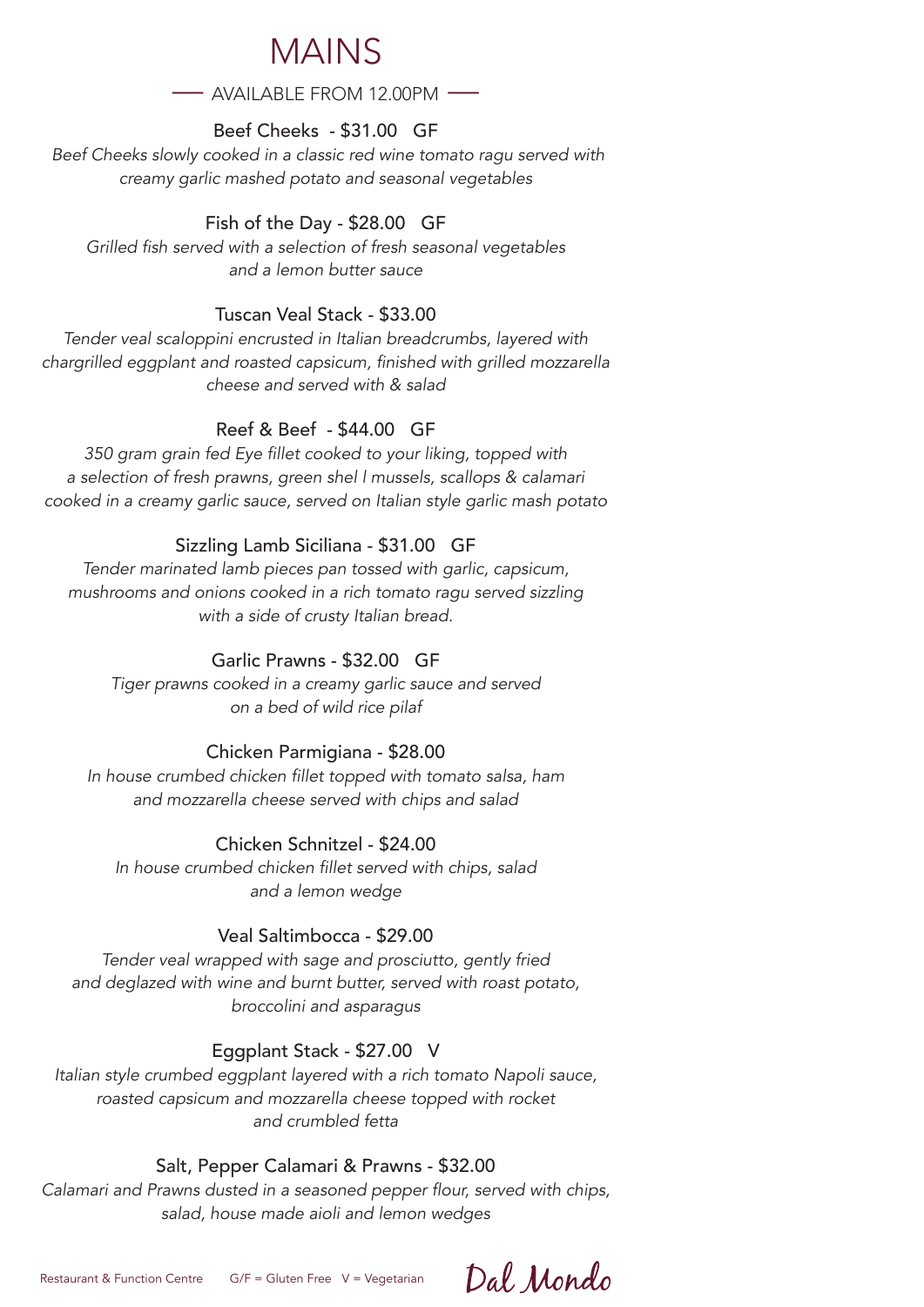# MAINS

AVAILABLE FROM 12.00PM

### Beef Cheeks - $31.00 GF

*Beef Cheeks slowly cooked in a classic red wine tomato ragu served with creamy garlic mashed potato and seasonal vegetables*

### Fish of the Day - $28.00 GF

*Grilled fish served with a selection of fresh seasonal vegetables and a lemon butter sauce*

### Tuscan Veal Stack - $33.00

*Tender veal scaloppini encrusted in Italian breadcrumbs, layered with chargrilled eggplant and roasted capsicum, finished with grilled mozzarella cheese and served with & salad*

### Reef & Beef - $44.00 GF

*350 gram grain fed Eye fillet cooked to your liking, topped with a selection of fresh prawns, green shel l mussels, scallops & calamari cooked in a creamy garlic sauce, served on Italian style garlic mash potato*

### Sizzling Lamb Siciliana - $31.00 GF

*Tender marinated lamb pieces pan tossed with garlic, capsicum, mushrooms and onions cooked in a rich tomato ragu served sizzling with a side of crusty Italian bread.*

### Garlic Prawns - $32.00 GF

*Tiger prawns cooked in a creamy garlic sauce and served on a bed of wild rice pilaf*

### Chicken Parmigiana - $28.00

*In house crumbed chicken fillet topped with tomato salsa, ham and mozzarella cheese served with chips and salad*

### Chicken Schnitzel - $24.00

*In house crumbed chicken fillet served with chips, salad and a lemon wedge*

### Veal Saltimbocca - $29.00

*Tender veal wrapped with sage and prosciutto, gently fried and deglazed with wine and burnt butter, served with roast potato, broccolini and asparagus*

### Eggplant Stack - $27.00 V

*Italian style crumbed eggplant layered with a rich tomato Napoli sauce, roasted capsicum and mozzarella cheese topped with rocket and crumbled fetta*

### Salt, Pepper Calamari & Prawns - $32.00

*Calamari and Prawns dusted in a seasoned pepper flour, served with chips, salad, house made aioli and lemon wedges*

Restaurant & Function Centre G/F = Gluten Free V = Vegetarian Dal Mondo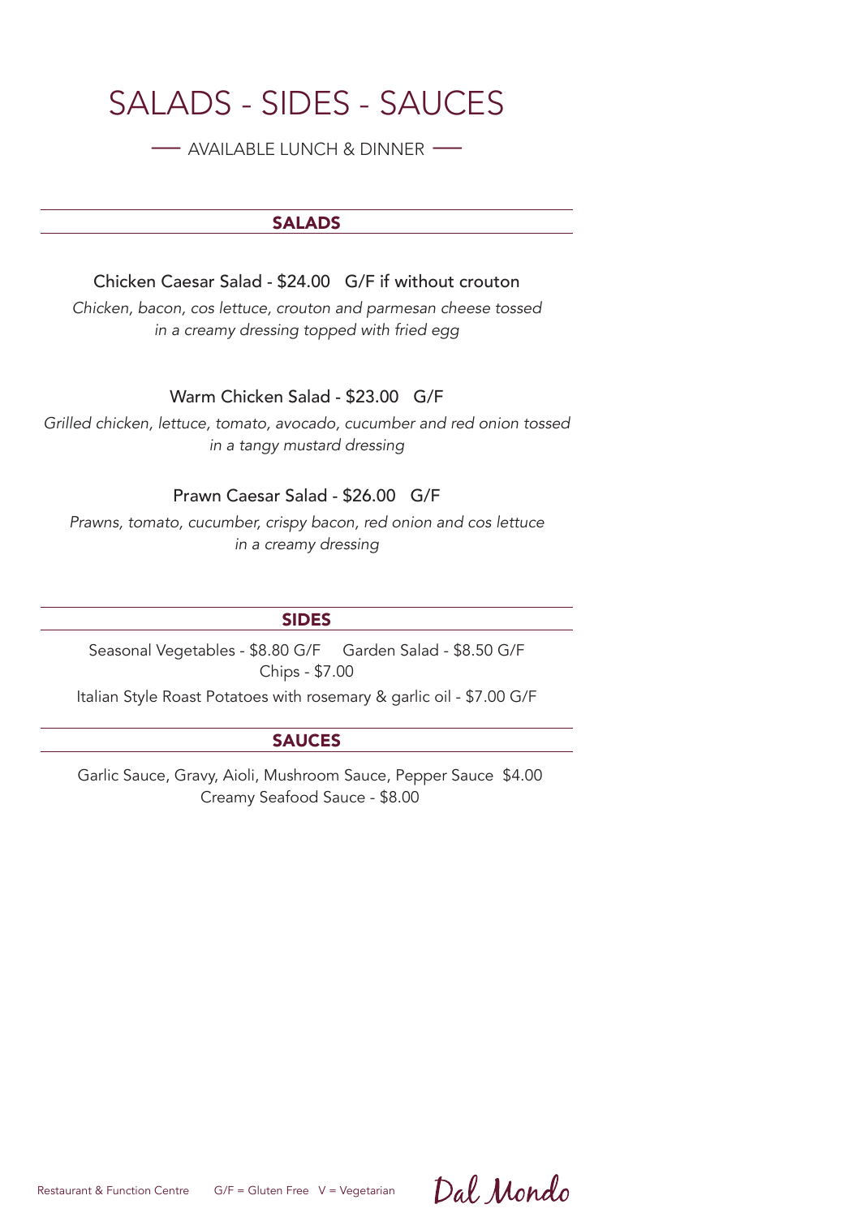# SALADS - SIDES - SAUCES

— AVAILABLE LUNCH & DINNER —

## SALADS

Chicken Caesar Salad - $24.00   G/F if without crouton

*Chicken, bacon, cos lettuce, crouton and parmesan cheese tossed in a creamy dressing topped with fried egg*

Warm Chicken Salad - $23.00   G/F

*Grilled chicken, lettuce, tomato, avocado, cucumber and red onion tossed in a tangy mustard dressing*

Prawn Caesar Salad - $26.00   G/F

*Prawns, tomato, cucumber, crispy bacon, red onion and cos lettuce in a creamy dressing*

## SIDES

Seasonal Vegetables - $8.80 G/F     Garden Salad - $8.50 G/F

Chips - $7.00

Italian Style Roast Potatoes with rosemary & garlic oil - $7.00 G/F

## SAUCES

Garlic Sauce, Gravy, Aioli, Mushroom Sauce, Pepper Sauce  $4.00

Creamy Seafood Sauce - $8.00

Restaurant & Function Centre     G/F = Gluten Free   V = Vegetarian     Dal Mondo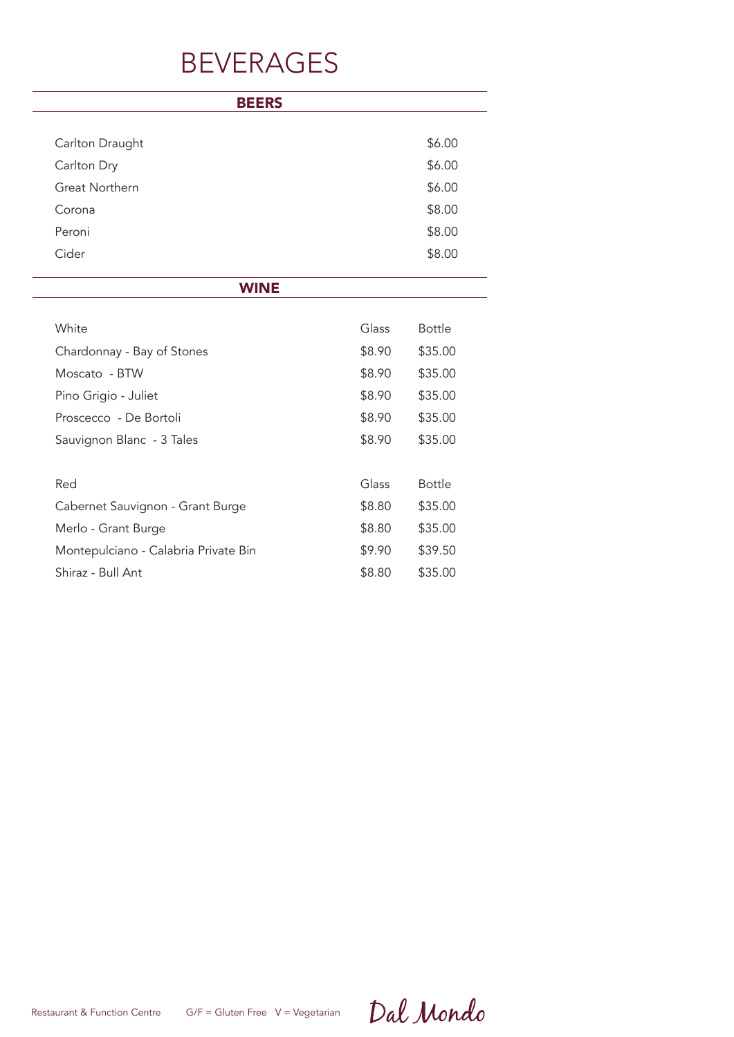# BEVERAGES

## BEERS

| | |
|---|---|
| Carlton Draught | $6.00 |
| Carlton Dry | $6.00 |
| Great Northern | $6.00 |
| Corona | $8.00 |
| Peroni | $8.00 |
| Cider | $8.00 |

## WINE

| White | Glass | Bottle |
|---|---|---|
| Chardonnay - Bay of Stones | $8.90 | $35.00 |
| Moscato - BTW | $8.90 | $35.00 |
| Pino Grigio - Juliet | $8.90 | $35.00 |
| Proscecco - De Bortoli | $8.90 | $35.00 |
| Sauvignon Blanc - 3 Tales | $8.90 | $35.00 |

| Red | Glass | Bottle |
|---|---|---|
| Cabernet Sauvignon - Grant Burge | $8.80 | $35.00 |
| Merlo - Grant Burge | $8.80 | $35.00 |
| Montepulciano - Calabria Private Bin | $9.90 | $39.50 |
| Shiraz - Bull Ant | $8.80 | $35.00 |

Restaurant & Function Centre G/F = Gluten Free V = Vegetarian Dal Mondo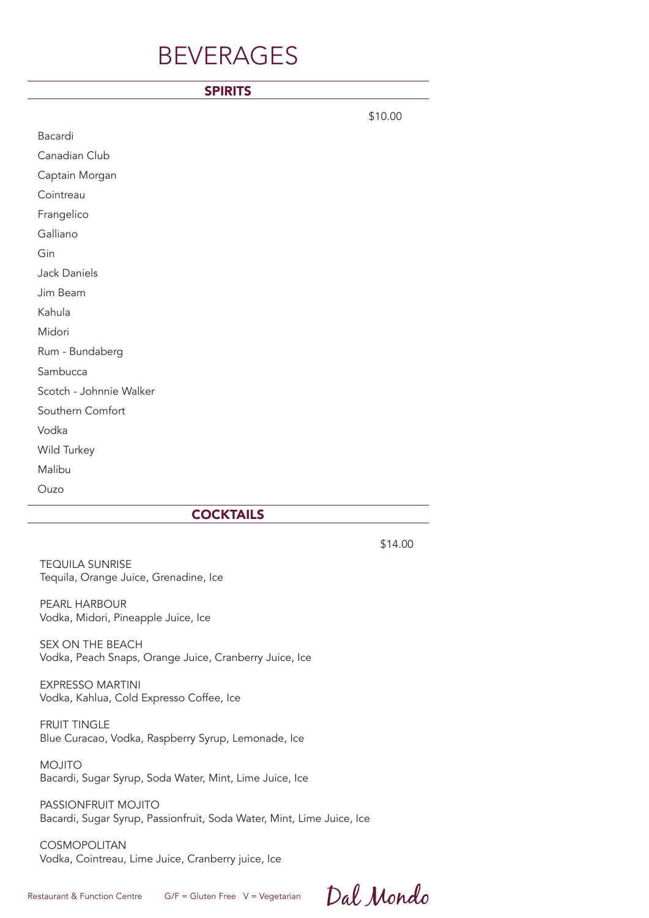# BEVERAGES

## SPIRITS

$10.00

Bacardi

Canadian Club

Captain Morgan

Cointreau

Frangelico

Galliano

Gin

Jack Daniels

Jim Beam

Kahula

Midori

Rum - Bundaberg

Sambucca

Scotch - Johnnie Walker

Southern Comfort

Vodka

Wild Turkey

Malibu

Ouzo

## COCKTAILS

$14.00

TEQUILA SUNRISE
Tequila, Orange Juice, Grenadine, Ice

PEARL HARBOUR
Vodka, Midori, Pineapple Juice, Ice

SEX ON THE BEACH
Vodka, Peach Snaps, Orange Juice, Cranberry Juice, Ice

EXPRESSO MARTINI
Vodka, Kahlua, Cold Expresso Coffee, Ice

FRUIT TINGLE
Blue Curacao, Vodka, Raspberry Syrup, Lemonade, Ice

MOJITO
Bacardi, Sugar Syrup, Soda Water, Mint, Lime Juice, Ice

PASSIONFRUIT MOJITO
Bacardi, Sugar Syrup, Passionfruit, Soda Water, Mint, Lime Juice, Ice

COSMOPOLITAN
Vodka, Cointreau, Lime Juice, Cranberry juice, Ice

Restaurant & Function Centre G/F = Gluten Free V = Vegetarian Dal Mondo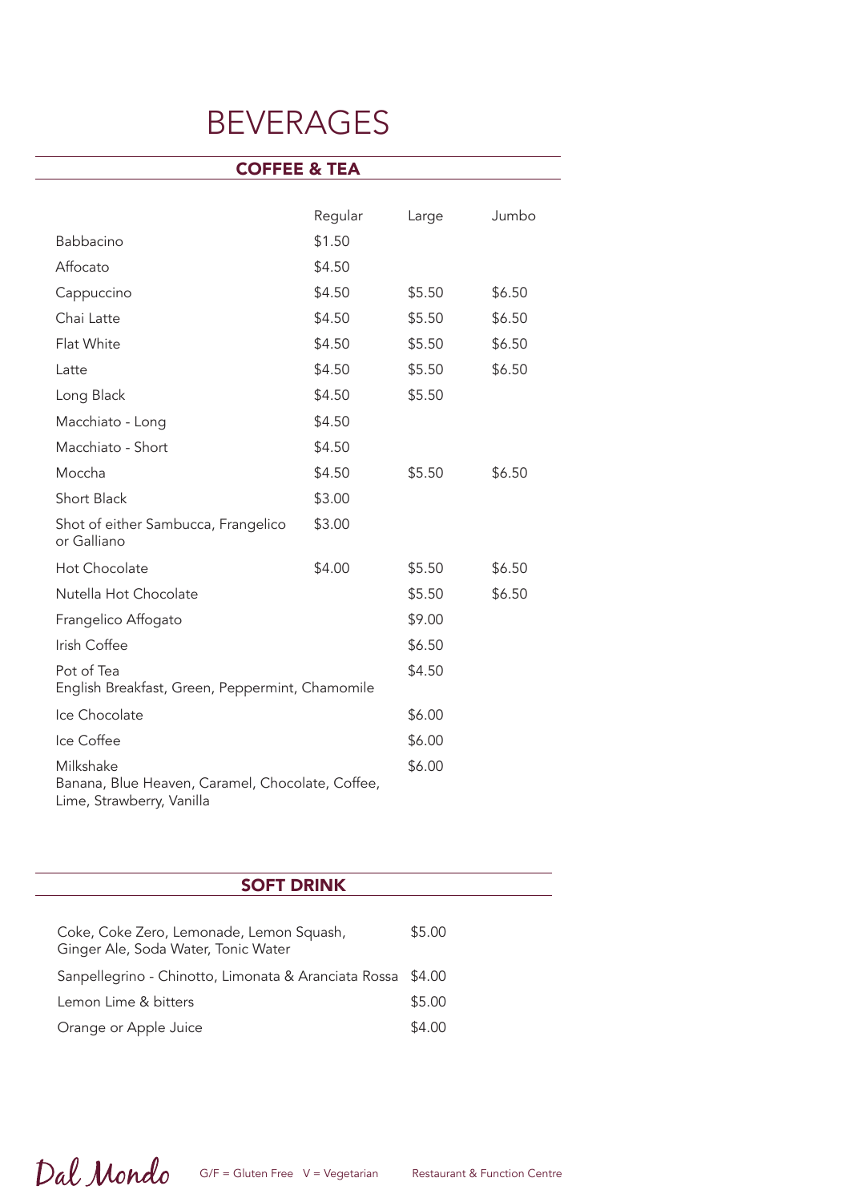# BEVERAGES

## COFFEE & TEA

| | Regular | Large | Jumbo |
|---|---|---|---|
| Babbacino | $1.50 | | |
| Affocato | $4.50 | | |
| Cappuccino | $4.50 | $5.50 | $6.50 |
| Chai Latte | $4.50 | $5.50 | $6.50 |
| Flat White | $4.50 | $5.50 | $6.50 |
| Latte | $4.50 | $5.50 | $6.50 |
| Long Black | $4.50 | $5.50 | |
| Macchiato - Long | $4.50 | | |
| Macchiato - Short | $4.50 | | |
| Moccha | $4.50 | $5.50 | $6.50 |
| Short Black | $3.00 | | |
| Shot of either Sambucca, Frangelico or Galliano | $3.00 | | |
| Hot Chocolate | $4.00 | $5.50 | $6.50 |
| Nutella Hot Chocolate | | $5.50 | $6.50 |
| Frangelico Affogato | | $9.00 | |
| Irish Coffee | | $6.50 | |
| Pot of Tea<br>English Breakfast, Green, Peppermint, Chamomile | | $4.50 | |
| Ice Chocolate | | $6.00 | |
| Ice Coffee | | $6.00 | |
| Milkshake<br>Banana, Blue Heaven, Caramel, Chocolate, Coffee, Lime, Strawberry, Vanilla | | $6.00 | |

## SOFT DRINK

| | |
|---|---|
| Coke, Coke Zero, Lemonade, Lemon Squash, Ginger Ale, Soda Water, Tonic Water | $5.00 |
| Sanpellegrino - Chinotto, Limonata & Aranciata Rossa | $4.00 |
| Lemon Lime & bitters | $5.00 |
| Orange or Apple Juice | $4.00 |

Dal Mondo G/F = Gluten Free V = Vegetarian Restaurant & Function Centre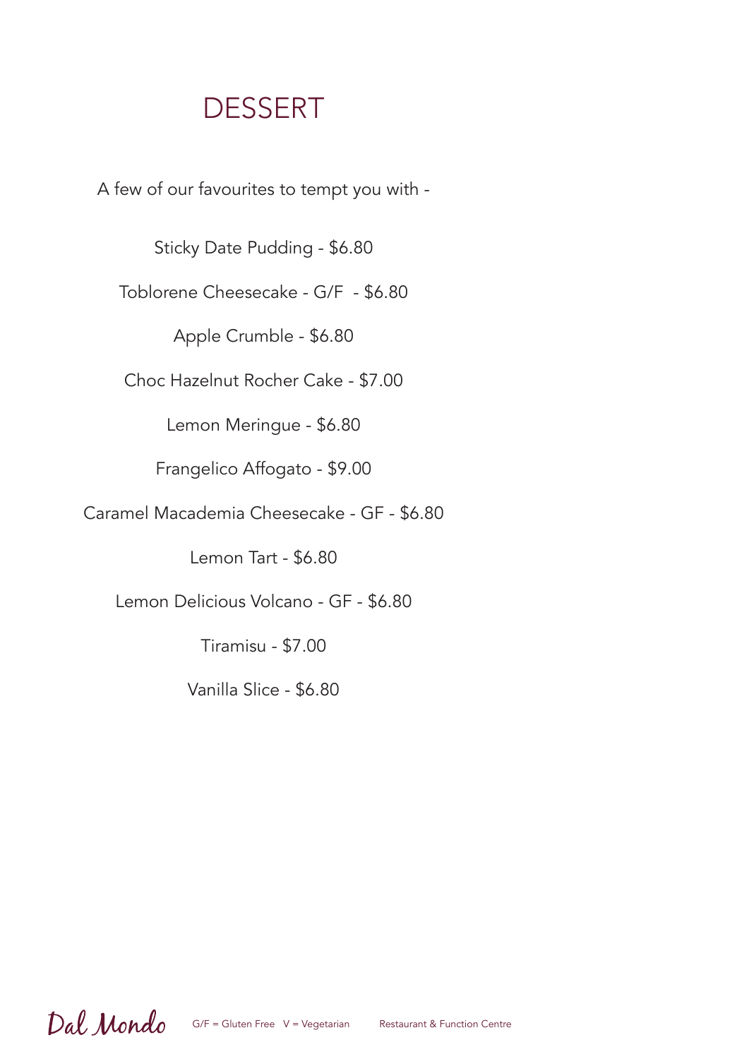# DESSERT

A few of our favourites to tempt you with -

Sticky Date Pudding - $6.80

Toblorene Cheesecake - G/F - $6.80

Apple Crumble - $6.80

Choc Hazelnut Rocher Cake - $7.00

Lemon Meringue - $6.80

Frangelico Affogato - $9.00

Caramel Macademia Cheesecake - GF - $6.80

Lemon Tart - $6.80

Lemon Delicious Volcano - GF - $6.80

Tiramisu - $7.00

Vanilla Slice - $6.80

Dal Mondo G/F = Gluten Free V = Vegetarian Restaurant & Function Centre